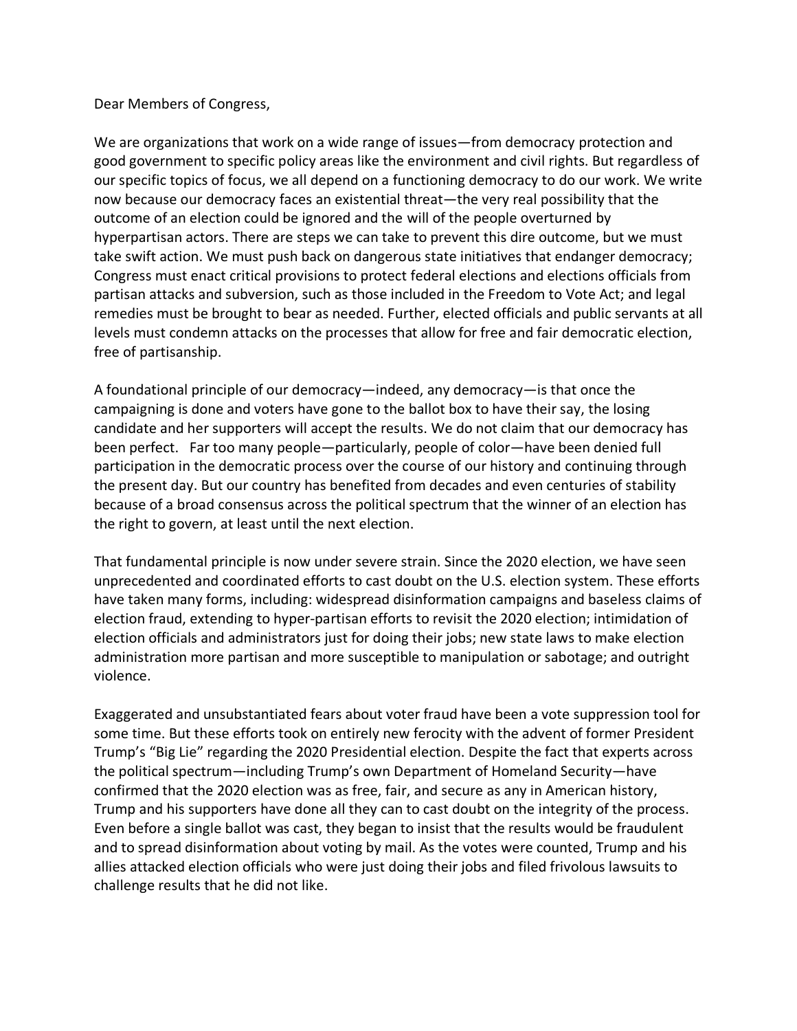Dear Members of Congress,

We are organizations that work on a wide range of issues—from democracy protection and good government to specific policy areas like the environment and civil rights. But regardless of our specific topics of focus, we all depend on a functioning democracy to do our work. We write now because our democracy faces an existential threat—the very real possibility that the outcome of an election could be ignored and the will of the people overturned by hyperpartisan actors. There are steps we can take to prevent this dire outcome, but we must take swift action. We must push back on dangerous state initiatives that endanger democracy; Congress must enact critical provisions to protect federal elections and elections officials from partisan attacks and subversion, such as those included in the Freedom to Vote Act; and legal remedies must be brought to bear as needed. Further, elected officials and public servants at all levels must condemn attacks on the processes that allow for free and fair democratic election, free of partisanship.

A foundational principle of our democracy—indeed, any democracy—is that once the campaigning is done and voters have gone to the ballot box to have their say, the losing candidate and her supporters will accept the results. We do not claim that our democracy has been perfect. Far too many people—particularly, people of color—have been denied full participation in the democratic process over the course of our history and continuing through the present day. But our country has benefited from decades and even centuries of stability because of a broad consensus across the political spectrum that the winner of an election has the right to govern, at least until the next election.

That fundamental principle is now under severe strain. Since the 2020 election, we have seen unprecedented and coordinated efforts to cast doubt on the U.S. election system. These efforts have taken many forms, including: widespread disinformation campaigns and baseless claims of election fraud, extending to hyper-partisan efforts to revisit the 2020 election; intimidation of election officials and administrators just for doing their jobs; new state laws to make election administration more partisan and more susceptible to manipulation or sabotage; and outright violence.

Exaggerated and unsubstantiated fears about voter fraud have been a vote suppression tool for some time. But these efforts took on entirely new ferocity with the advent of former President Trump's "Big Lie" regarding the 2020 Presidential election. Despite the fact that experts across the political spectrum—including Trump's own Department of Homeland Security—have confirmed that the 2020 election was as free, fair, and secure as any in American history, Trump and his supporters have done all they can to cast doubt on the integrity of the process. Even before a single ballot was cast, they began to insist that the results would be fraudulent and to spread disinformation about voting by mail. As the votes were counted, Trump and his allies attacked election officials who were just doing their jobs and filed frivolous lawsuits to challenge results that he did not like.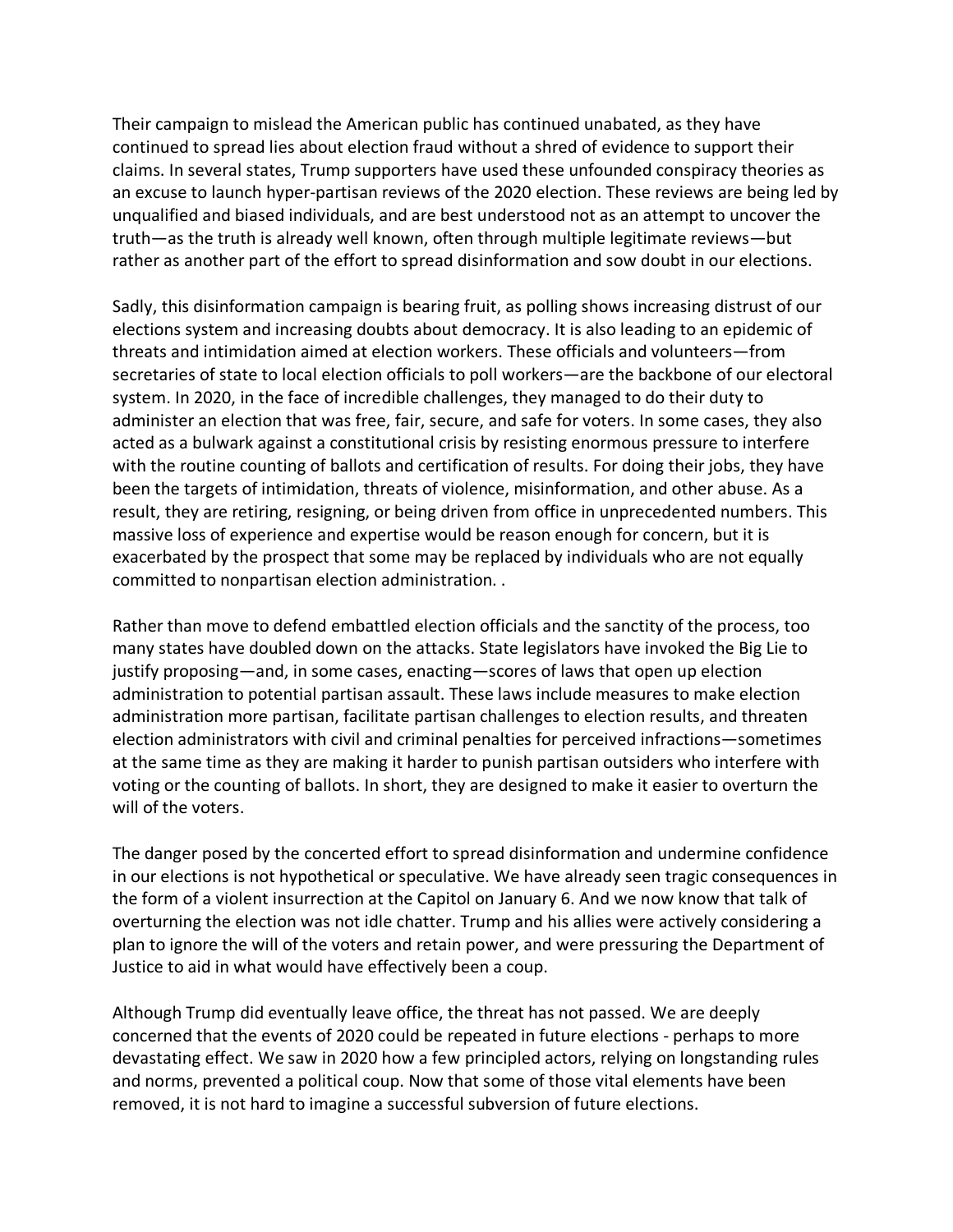Their campaign to mislead the American public has continued unabated, as they have continued to spread lies about election fraud without a shred of evidence to support their claims. In several states, Trump supporters have used these unfounded conspiracy theories as an excuse to launch hyper-partisan reviews of the 2020 election. These reviews are being led by unqualified and biased individuals, and are best understood not as an attempt to uncover the truth—as the truth is already well known, often through multiple legitimate reviews—but rather as another part of the effort to spread disinformation and sow doubt in our elections.

Sadly, this disinformation campaign is bearing fruit, as polling shows increasing distrust of our elections system and increasing doubts about democracy. It is also leading to an epidemic of threats and intimidation aimed at election workers. These officials and volunteers—from secretaries of state to local election officials to poll workers—are the backbone of our electoral system. In 2020, in the face of incredible challenges, they managed to do their duty to administer an election that was free, fair, secure, and safe for voters. In some cases, they also acted as a bulwark against a constitutional crisis by resisting enormous pressure to interfere with the routine counting of ballots and certification of results. For doing their jobs, they have been the targets of intimidation, threats of violence, misinformation, and other abuse. As a result, they are retiring, resigning, or being driven from office in unprecedented numbers. This massive loss of experience and expertise would be reason enough for concern, but it is exacerbated by the prospect that some may be replaced by individuals who are not equally committed to nonpartisan election administration. .

Rather than move to defend embattled election officials and the sanctity of the process, too many states have doubled down on the attacks. State legislators have invoked the Big Lie to justify proposing—and, in some cases, enacting—scores of laws that open up election administration to potential partisan assault. These laws include measures to make election administration more partisan, facilitate partisan challenges to election results, and threaten election administrators with civil and criminal penalties for perceived infractions—sometimes at the same time as they are making it harder to punish partisan outsiders who interfere with voting or the counting of ballots. In short, they are designed to make it easier to overturn the will of the voters.

The danger posed by the concerted effort to spread disinformation and undermine confidence in our elections is not hypothetical or speculative. We have already seen tragic consequences in the form of a violent insurrection at the Capitol on January 6. And we now know that talk of overturning the election was not idle chatter. Trump and his allies were actively considering a plan to ignore the will of the voters and retain power, and were pressuring the Department of Justice to aid in what would have effectively been a coup.

Although Trump did eventually leave office, the threat has not passed. We are deeply concerned that the events of 2020 could be repeated in future elections - perhaps to more devastating effect. We saw in 2020 how a few principled actors, relying on longstanding rules and norms, prevented a political coup. Now that some of those vital elements have been removed, it is not hard to imagine a successful subversion of future elections.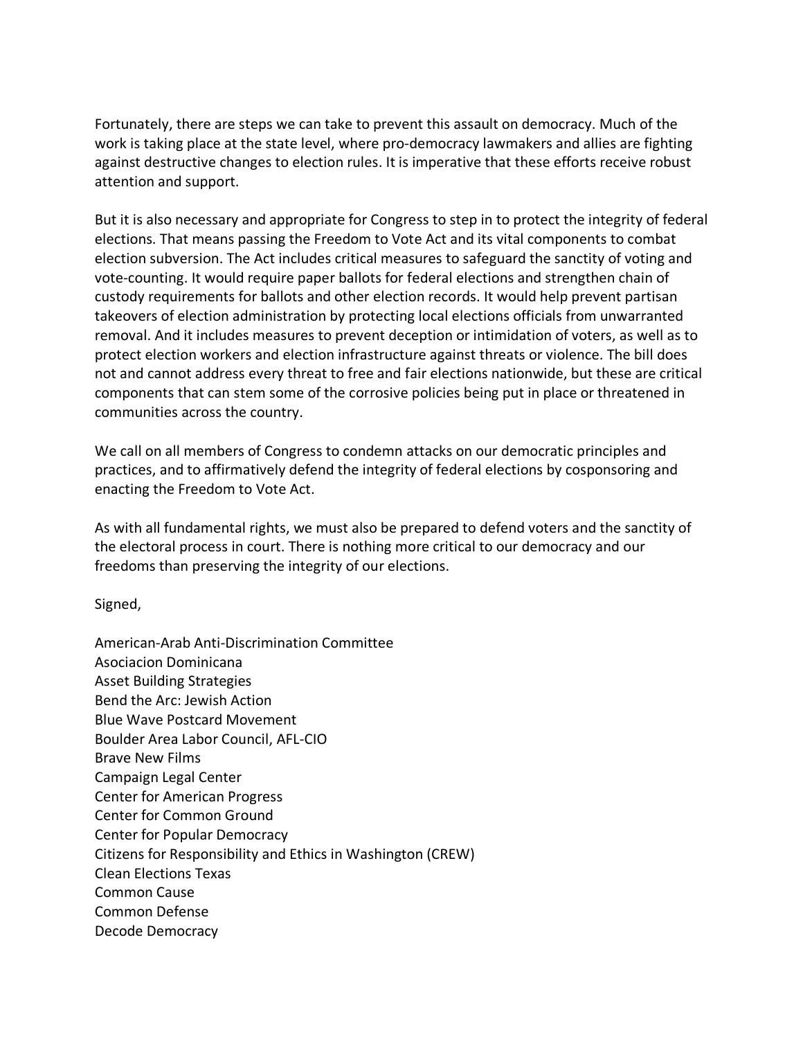Fortunately, there are steps we can take to prevent this assault on democracy. Much of the work is taking place at the state level, where pro-democracy lawmakers and allies are fighting against destructive changes to election rules. It is imperative that these efforts receive robust attention and support.

But it is also necessary and appropriate for Congress to step in to protect the integrity of federal elections. That means passing the Freedom to Vote Act and its vital components to combat election subversion. The Act includes critical measures to safeguard the sanctity of voting and vote-counting. It would require paper ballots for federal elections and strengthen chain of custody requirements for ballots and other election records. It would help prevent partisan takeovers of election administration by protecting local elections officials from unwarranted removal. And it includes measures to prevent deception or intimidation of voters, as well as to protect election workers and election infrastructure against threats or violence. The bill does not and cannot address every threat to free and fair elections nationwide, but these are critical components that can stem some of the corrosive policies being put in place or threatened in communities across the country.

We call on all members of Congress to condemn attacks on our democratic principles and practices, and to affirmatively defend the integrity of federal elections by cosponsoring and enacting the Freedom to Vote Act.

As with all fundamental rights, we must also be prepared to defend voters and the sanctity of the electoral process in court. There is nothing more critical to our democracy and our freedoms than preserving the integrity of our elections.

Signed,

American-Arab Anti-Discrimination Committee
Asociacion Dominicana
Asset Building Strategies
Bend the Arc: Jewish Action
Blue Wave Postcard Movement
Boulder Area Labor Council, AFL-CIO
Brave New Films
Campaign Legal Center
Center for American Progress
Center for Common Ground
Center for Popular Democracy
Citizens for Responsibility and Ethics in Washington (CREW)
Clean Elections Texas
Common Cause
Common Defense
Decode Democracy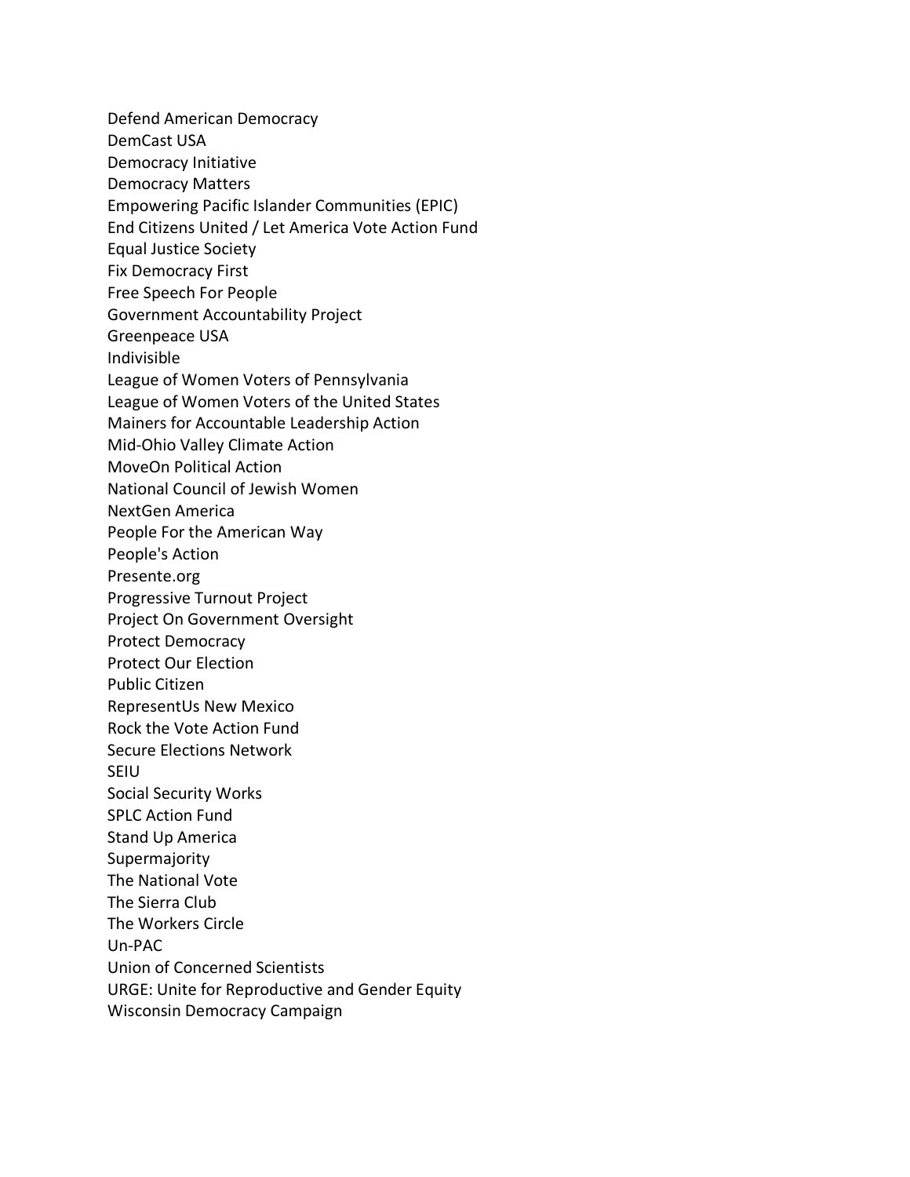Defend American Democracy
DemCast USA
Democracy Initiative
Democracy Matters
Empowering Pacific Islander Communities (EPIC)
End Citizens United / Let America Vote Action Fund
Equal Justice Society
Fix Democracy First
Free Speech For People
Government Accountability Project
Greenpeace USA
Indivisible
League of Women Voters of Pennsylvania
League of Women Voters of the United States
Mainers for Accountable Leadership Action
Mid-Ohio Valley Climate Action
MoveOn Political Action
National Council of Jewish Women
NextGen America
People For the American Way
People's Action
Presente.org
Progressive Turnout Project
Project On Government Oversight
Protect Democracy
Protect Our Election
Public Citizen
RepresentUs New Mexico
Rock the Vote Action Fund
Secure Elections Network
SEIU
Social Security Works
SPLC Action Fund
Stand Up America
Supermajority
The National Vote
The Sierra Club
The Workers Circle
Un-PAC
Union of Concerned Scientists
URGE: Unite for Reproductive and Gender Equity
Wisconsin Democracy Campaign